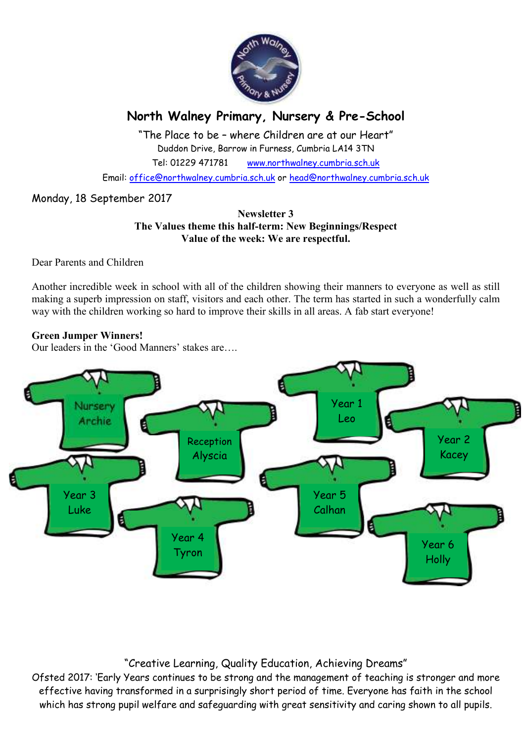# North Walney Primary, Nursery & Pre-School

"The Place to be – where Children are at our Heart"

Duddon Drive, Barrow in Furness, Cumbria LA14 3TN

Tel: 01229 471781 www.northwalney.cumbria.sch.uk

Email: office@northwalney.cumbria.sch.uk or head@northwalney.cumbria.sch.uk

Monday, 18 September 2017

**Newsletter 3**
**The Values theme this half-term: New Beginnings/Respect**
**Value of the week: We are respectful.**

Dear Parents and Children

Another incredible week in school with all of the children showing their manners to everyone as well as still making a superb impression on staff, visitors and each other. The term has started in such a wonderfully calm way with the children working so hard to improve their skills in all areas. A fab start everyone!

**Green Jumper Winners!**
Our leaders in the 'Good Manners' stakes are….

- Nursery – Archie
- Reception – Alyscia
- Year 1 – Leo
- Year 2 – Kacey
- Year 3 – Luke
- Year 4 – Tyron
- Year 5 – Calhan
- Year 6 – Holly

"Creative Learning, Quality Education, Achieving Dreams"

Ofsted 2017: 'Early Years continues to be strong and the management of teaching is stronger and more effective having transformed in a surprisingly short period of time. Everyone has faith in the school which has strong pupil welfare and safeguarding with great sensitivity and caring shown to all pupils.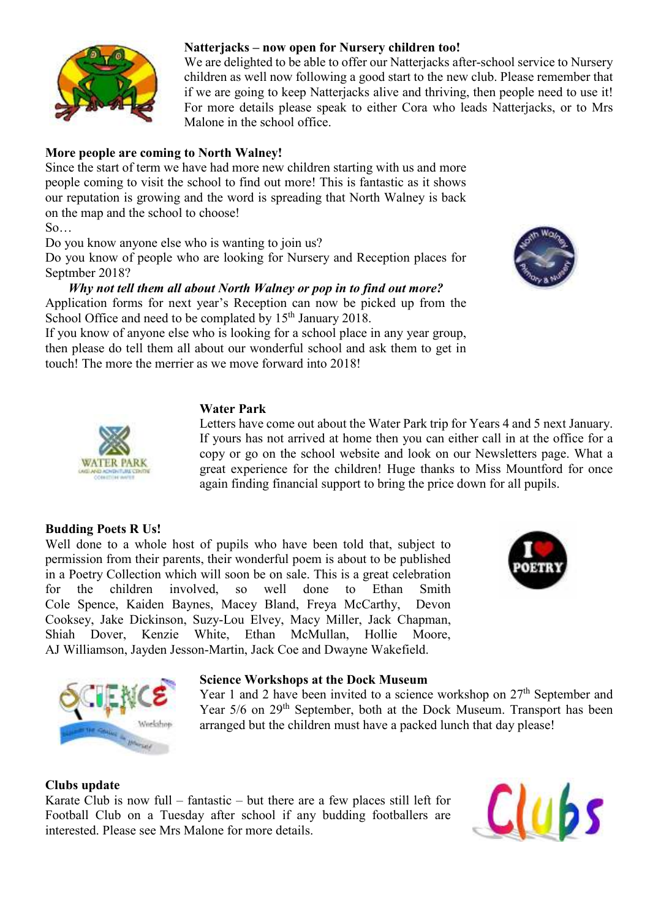**Natterjacks – now open for Nursery children too!**

We are delighted to be able to offer our Natterjacks after-school service to Nursery children as well now following a good start to the new club. Please remember that if we are going to keep Natterjacks alive and thriving, then people need to use it! For more details please speak to either Cora who leads Natterjacks, or to Mrs Malone in the school office.

**More people are coming to North Walney!**

Since the start of term we have had more new children starting with us and more people coming to visit the school to find out more! This is fantastic as it shows our reputation is growing and the word is spreading that North Walney is back on the map and the school to choose!

So…

Do you know anyone else who is wanting to join us?

Do you know of people who are looking for Nursery and Reception places for Septmber 2018?

***Why not tell them all about North Walney or pop in to find out more?***

Application forms for next year's Reception can now be picked up from the School Office and need to be complated by 15th January 2018.

If you know of anyone else who is looking for a school place in any year group, then please do tell them all about our wonderful school and ask them to get in touch! The more the merrier as we move forward into 2018!

**Water Park**

Letters have come out about the Water Park trip for Years 4 and 5 next January. If yours has not arrived at home then you can either call in at the office for a copy or go on the school website and look on our Newsletters page. What a great experience for the children! Huge thanks to Miss Mountford for once again finding financial support to bring the price down for all pupils.

**Budding Poets R Us!**

Well done to a whole host of pupils who have been told that, subject to permission from their parents, their wonderful poem is about to be published in a Poetry Collection which will soon be on sale. This is a great celebration for the children involved, so well done to Ethan Smith Cole Spence, Kaiden Baynes, Macey Bland, Freya McCarthy, Devon Cooksey, Jake Dickinson, Suzy-Lou Elvey, Macy Miller, Jack Chapman, Shiah Dover, Kenzie White, Ethan McMullan, Hollie Moore, AJ Williamson, Jayden Jesson-Martin, Jack Coe and Dwayne Wakefield.

**Science Workshops at the Dock Museum**

Year 1 and 2 have been invited to a science workshop on 27th September and Year 5/6 on 29th September, both at the Dock Museum. Transport has been arranged but the children must have a packed lunch that day please!

**Clubs update**

Karate Club is now full – fantastic – but there are a few places still left for Football Club on a Tuesday after school if any budding footballers are interested. Please see Mrs Malone for more details.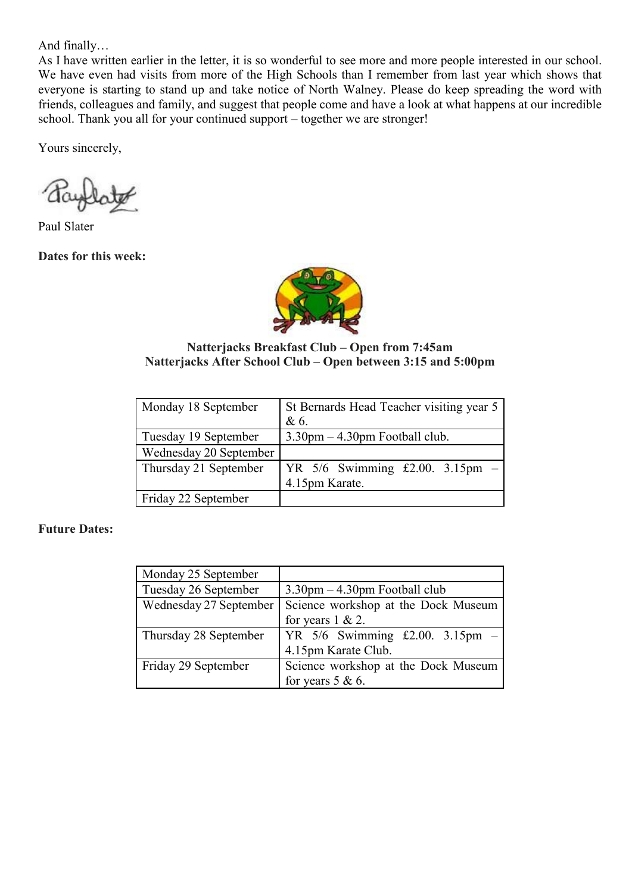And finally…

As I have written earlier in the letter, it is so wonderful to see more and more people interested in our school. We have even had visits from more of the High Schools than I remember from last year which shows that everyone is starting to stand up and take notice of North Walney. Please do keep spreading the word with friends, colleagues and family, and suggest that people come and have a look at what happens at our incredible school. Thank you all for your continued support – together we are stronger!

Yours sincerely,

Paul Slater

**Dates for this week:**

**Natterjacks Breakfast Club – Open from 7:45am**
**Natterjacks After School Club – Open between 3:15 and 5:00pm**

| | |
|---|---|
| Monday 18 September | St Bernards Head Teacher visiting year 5 & 6. |
| Tuesday 19 September | 3.30pm – 4.30pm Football club. |
| Wednesday 20 September | |
| Thursday 21 September | YR 5/6 Swimming £2.00. 3.15pm – 4.15pm Karate. |
| Friday 22 September | |

**Future Dates:**

| | |
|---|---|
| Monday 25 September | |
| Tuesday 26 September | 3.30pm – 4.30pm Football club |
| Wednesday 27 September | Science workshop at the Dock Museum for years 1 & 2. |
| Thursday 28 September | YR 5/6 Swimming £2.00. 3.15pm – 4.15pm Karate Club. |
| Friday 29 September | Science workshop at the Dock Museum for years 5 & 6. |